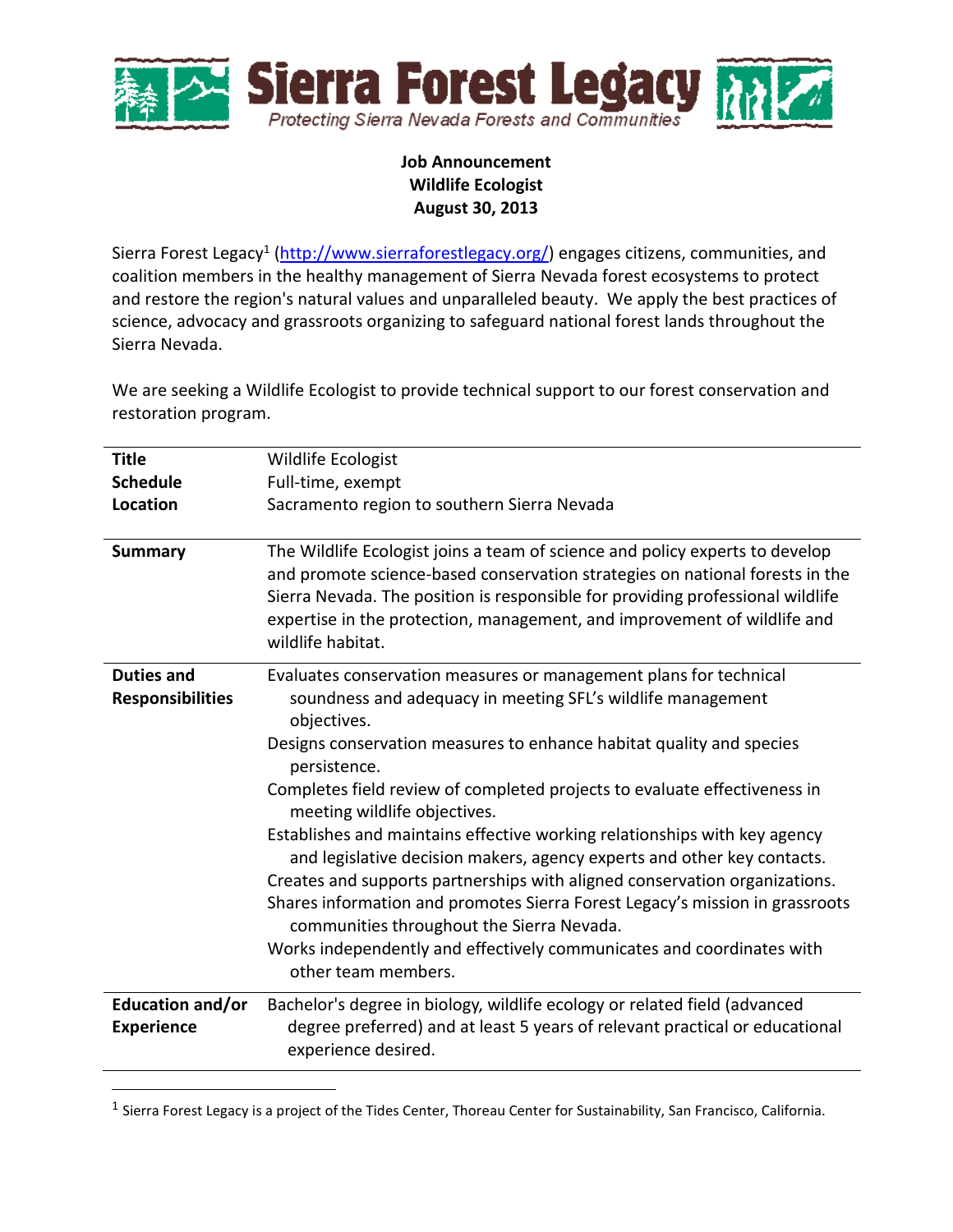# Sierra Forest Legacy

*Protecting Sierra Nevada Forests and Communities*

**Job Announcement**
**Wildlife Ecologist**
**August 30, 2013**

Sierra Forest Legacy[1] (http://www.sierraforestlegacy.org/) engages citizens, communities, and coalition members in the healthy management of Sierra Nevada forest ecosystems to protect and restore the region's natural values and unparalleled beauty. We apply the best practices of science, advocacy and grassroots organizing to safeguard national forest lands throughout the Sierra Nevada.

We are seeking a Wildlife Ecologist to provide technical support to our forest conservation and restoration program.

| | |
|---|---|
| **Title** | Wildlife Ecologist |
| **Schedule** | Full-time, exempt |
| **Location** | Sacramento region to southern Sierra Nevada |
| **Summary** | The Wildlife Ecologist joins a team of science and policy experts to develop and promote science-based conservation strategies on national forests in the Sierra Nevada. The position is responsible for providing professional wildlife expertise in the protection, management, and improvement of wildlife and wildlife habitat. |
| **Duties and Responsibilities** | Evaluates conservation measures or management plans for technical soundness and adequacy in meeting SFL's wildlife management objectives.<br>Designs conservation measures to enhance habitat quality and species persistence.<br>Completes field review of completed projects to evaluate effectiveness in meeting wildlife objectives.<br>Establishes and maintains effective working relationships with key agency and legislative decision makers, agency experts and other key contacts.<br>Creates and supports partnerships with aligned conservation organizations.<br>Shares information and promotes Sierra Forest Legacy's mission in grassroots communities throughout the Sierra Nevada.<br>Works independently and effectively communicates and coordinates with other team members. |
| **Education and/or Experience** | Bachelor's degree in biology, wildlife ecology or related field (advanced degree preferred) and at least 5 years of relevant practical or educational experience desired. |

[1] Sierra Forest Legacy is a project of the Tides Center, Thoreau Center for Sustainability, San Francisco, California.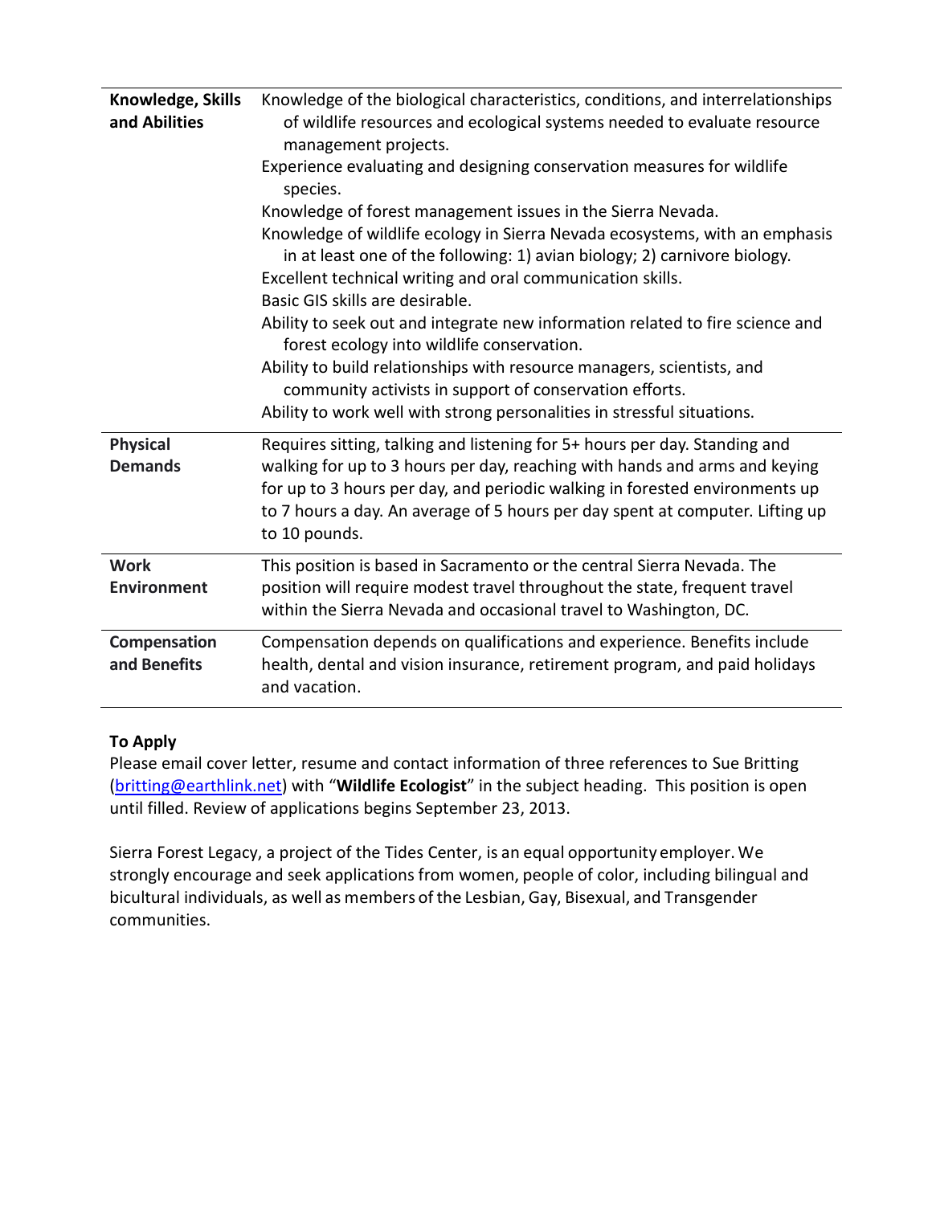| | |
|---|---|
| **Knowledge, Skills and Abilities** | Knowledge of the biological characteristics, conditions, and interrelationships of wildlife resources and ecological systems needed to evaluate resource management projects.<br>Experience evaluating and designing conservation measures for wildlife species.<br>Knowledge of forest management issues in the Sierra Nevada.<br>Knowledge of wildlife ecology in Sierra Nevada ecosystems, with an emphasis in at least one of the following: 1) avian biology; 2) carnivore biology.<br>Excellent technical writing and oral communication skills.<br>Basic GIS skills are desirable.<br>Ability to seek out and integrate new information related to fire science and forest ecology into wildlife conservation.<br>Ability to build relationships with resource managers, scientists, and community activists in support of conservation efforts.<br>Ability to work well with strong personalities in stressful situations. |
| **Physical Demands** | Requires sitting, talking and listening for 5+ hours per day. Standing and walking for up to 3 hours per day, reaching with hands and arms and keying for up to 3 hours per day, and periodic walking in forested environments up to 7 hours a day. An average of 5 hours per day spent at computer. Lifting up to 10 pounds. |
| **Work Environment** | This position is based in Sacramento or the central Sierra Nevada. The position will require modest travel throughout the state, frequent travel within the Sierra Nevada and occasional travel to Washington, DC. |
| **Compensation and Benefits** | Compensation depends on qualifications and experience. Benefits include health, dental and vision insurance, retirement program, and paid holidays and vacation. |

**To Apply**

Please email cover letter, resume and contact information of three references to Sue Britting (britting@earthlink.net) with "**Wildlife Ecologist**" in the subject heading. This position is open until filled. Review of applications begins September 23, 2013.

Sierra Forest Legacy, a project of the Tides Center, is an equal opportunity employer. We strongly encourage and seek applications from women, people of color, including bilingual and bicultural individuals, as well as members of the Lesbian, Gay, Bisexual, and Transgender communities.